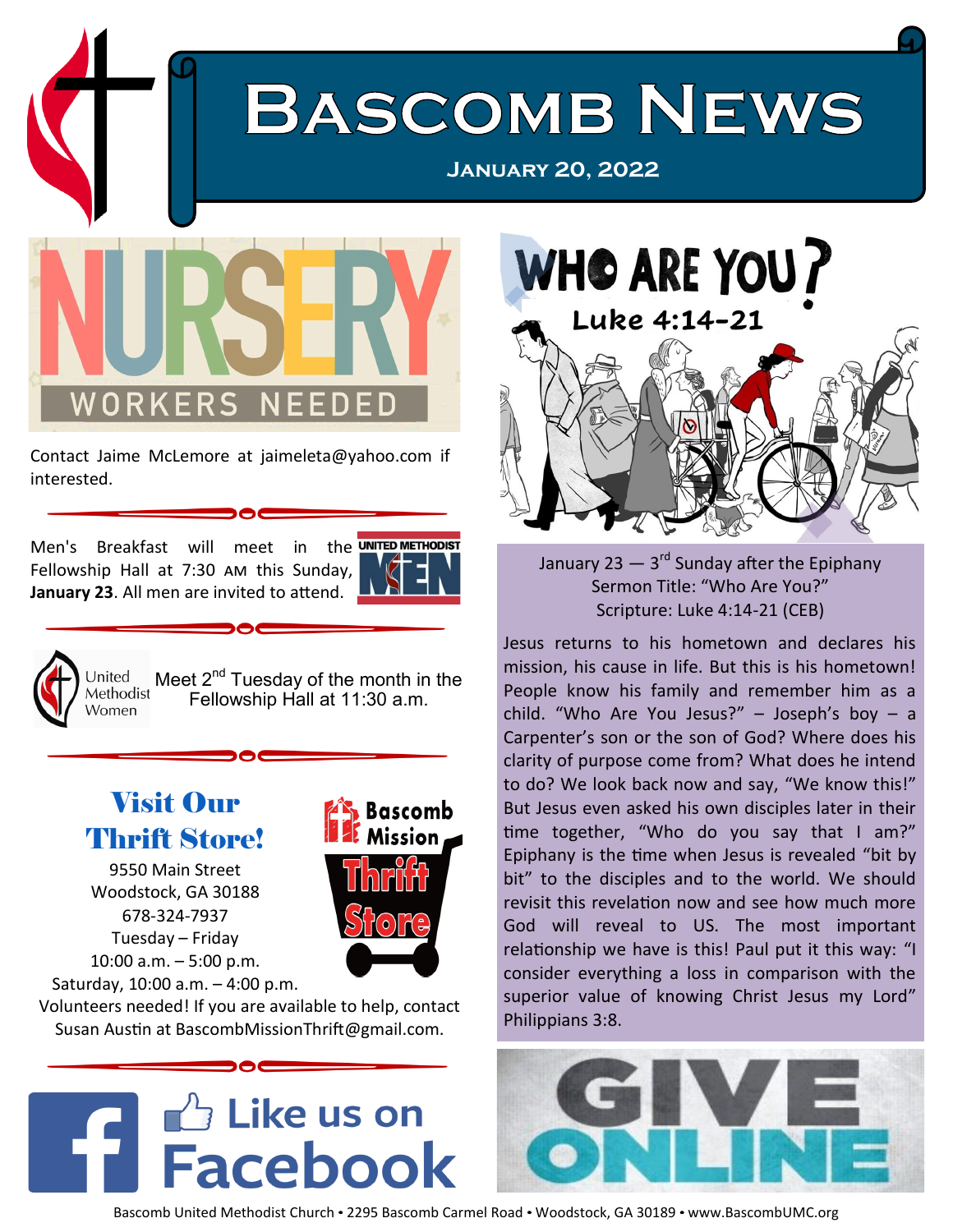# Bascomb News

**January 20, 2022**

## NURSERY WORKERS NEEDED

Contact Jaime McLemore at jaimeleta@yahoo.com if interested.

---

Men's Breakfast will meet in the Fellowship Hall at 7:30 AM this Sunday, **January 23**. All men are invited to attend.

UNITED METHODIST MEN

---

United Methodist Women

Meet 2nd Tuesday of the month in the Fellowship Hall at 11:30 a.m.

---

## Visit Our Thrift Store!

Bascomb Mission Thrift Store

9550 Main Street
Woodstock, GA 30188
678-324-7937
Tuesday – Friday
10:00 a.m. – 5:00 p.m.
Saturday, 10:00 a.m. – 4:00 p.m.

Volunteers needed! If you are available to help, contact Susan Austin at BascombMissionThrift@gmail.com.

---

Like us on Facebook

## WHO ARE YOU?

**Luke 4:14-21**

January 23 — 3rd Sunday after the Epiphany
Sermon Title: "Who Are You?"
Scripture: Luke 4:14-21 (CEB)

Jesus returns to his hometown and declares his mission, his cause in life. But this is his hometown! People know his family and remember him as a child. "Who Are You Jesus?" – Joseph's boy – a Carpenter's son or the son of God? Where does his clarity of purpose come from? What does he intend to do? We look back now and say, "We know this!" But Jesus even asked his own disciples later in their time together, "Who do you say that I am?" Epiphany is the time when Jesus is revealed "bit by bit" to the disciples and to the world. We should revisit this revelation now and see how much more God will reveal to US. The most important relationship we have is this! Paul put it this way: "I consider everything a loss in comparison with the superior value of knowing Christ Jesus my Lord" Philippians 3:8.

GIVE ONLINE

Bascomb United Methodist Church • 2295 Bascomb Carmel Road • Woodstock, GA 30189 • www.BascombUMC.org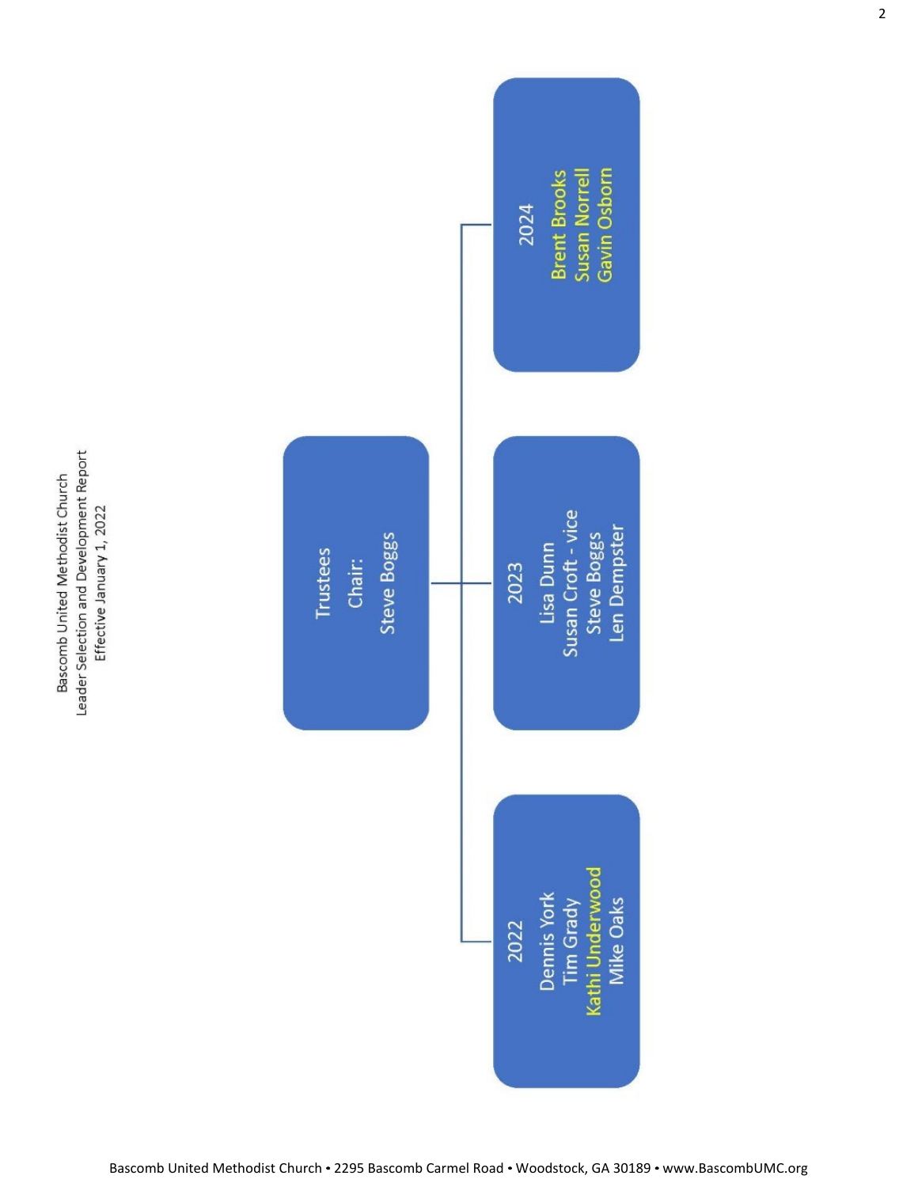Bascomb United Methodist Church
Leader Selection and Development Report
Effective January 1, 2022

Trustees
Chair:
Steve Boggs

2022
Dennis York
Tim Grady
Kathi Underwood
Mike Oaks

2023
Lisa Dunn
Susan Croft - vice
Steve Boggs
Len Dempster

2024
Brent Brooks
Susan Norrell
Gavin Osborn

Bascomb United Methodist Church • 2295 Bascomb Carmel Road • Woodstock, GA 30189 • www.BascombUMC.org